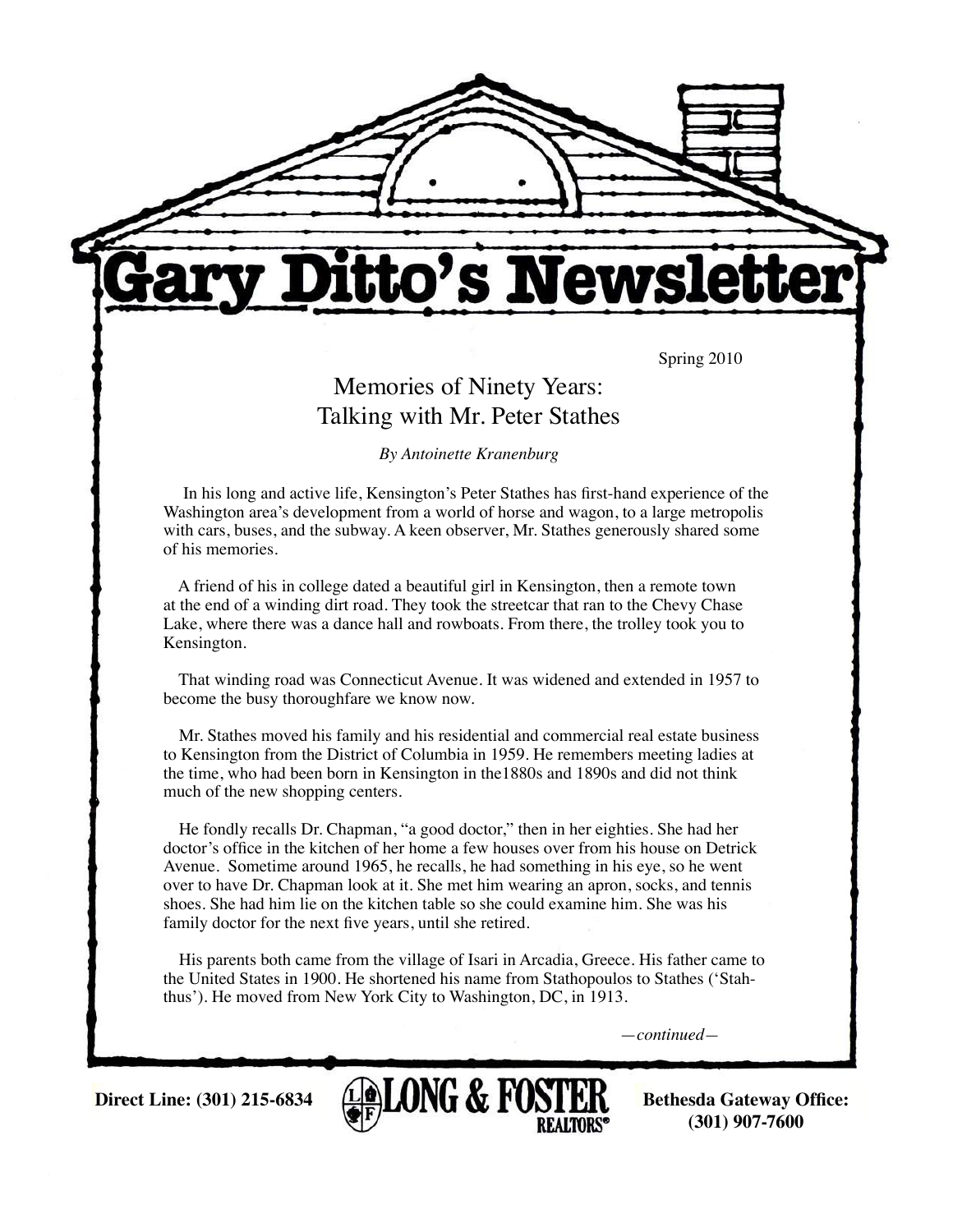# Gary Ditto's Newsletter

Spring 2010

## Memories of Ninety Years: Talking with Mr. Peter Stathes

*By Antoinette Kranenburg*

In his long and active life, Kensington's Peter Stathes has first-hand experience of the Washington area's development from a world of horse and wagon, to a large metropolis with cars, buses, and the subway. A keen observer, Mr. Stathes generously shared some of his memories.

A friend of his in college dated a beautiful girl in Kensington, then a remote town at the end of a winding dirt road. They took the streetcar that ran to the Chevy Chase Lake, where there was a dance hall and rowboats. From there, the trolley took you to Kensington.

That winding road was Connecticut Avenue. It was widened and extended in 1957 to become the busy thoroughfare we know now.

Mr. Stathes moved his family and his residential and commercial real estate business to Kensington from the District of Columbia in 1959. He remembers meeting ladies at the time, who had been born in Kensington in the1880s and 1890s and did not think much of the new shopping centers.

He fondly recalls Dr. Chapman, "a good doctor," then in her eighties. She had her doctor's office in the kitchen of her home a few houses over from his house on Detrick Avenue. Sometime around 1965, he recalls, he had something in his eye, so he went over to have Dr. Chapman look at it. She met him wearing an apron, socks, and tennis shoes. She had him lie on the kitchen table so she could examine him. She was his family doctor for the next five years, until she retired.

His parents both came from the village of Isari in Arcadia, Greece. His father came to the United States in 1900. He shortened his name from Stathopoulos to Stathes ('Stah-thus'). He moved from New York City to Washington, DC, in 1913.

*—continued—*

**Direct Line: (301) 215-6834** LONG & FOSTER REALTORS® **Bethesda Gateway Office: (301) 907-7600**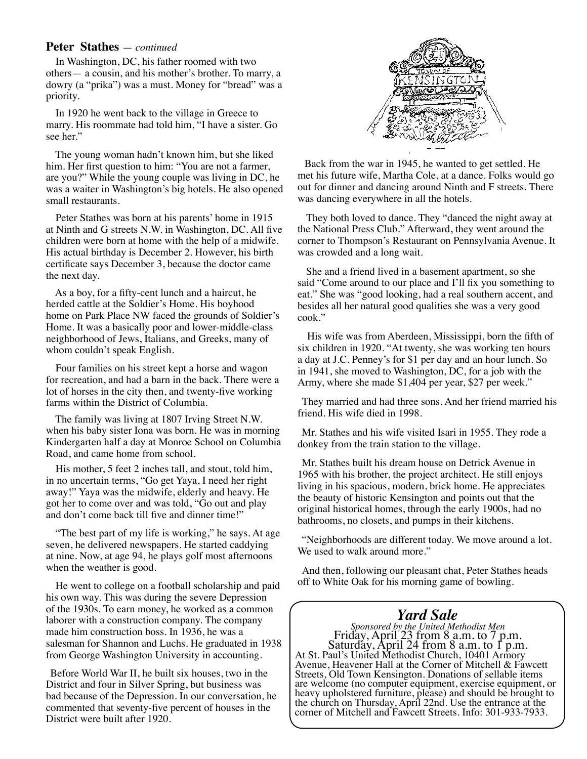**Peter Stathes** — *continued*

In Washington, DC, his father roomed with two others— a cousin, and his mother's brother. To marry, a dowry (a "prika") was a must. Money for "bread" was a priority.

In 1920 he went back to the village in Greece to marry. His roommate had told him, "I have a sister. Go see her."

The young woman hadn't known him, but she liked him. Her first question to him: "You are not a farmer, are you?" While the young couple was living in DC, he was a waiter in Washington's big hotels. He also opened small restaurants.

Peter Stathes was born at his parents' home in 1915 at Ninth and G streets N.W. in Washington, DC. All five children were born at home with the help of a midwife. His actual birthday is December 2. However, his birth certificate says December 3, because the doctor came the next day.

As a boy, for a fifty-cent lunch and a haircut, he herded cattle at the Soldier's Home. His boyhood home on Park Place NW faced the grounds of Soldier's Home. It was a basically poor and lower-middle-class neighborhood of Jews, Italians, and Greeks, many of whom couldn't speak English.

Four families on his street kept a horse and wagon for recreation, and had a barn in the back. There were a lot of horses in the city then, and twenty-five working farms within the District of Columbia.

The family was living at 1807 Irving Street N.W. when his baby sister Iona was born. He was in morning Kindergarten half a day at Monroe School on Columbia Road, and came home from school.

His mother, 5 feet 2 inches tall, and stout, told him, in no uncertain terms, "Go get Yaya, I need her right away!" Yaya was the midwife, elderly and heavy. He got her to come over and was told, "Go out and play and don't come back till five and dinner time!"

"The best part of my life is working," he says. At age seven, he delivered newspapers. He started caddying at nine. Now, at age 94, he plays golf most afternoons when the weather is good.

He went to college on a football scholarship and paid his own way. This was during the severe Depression of the 1930s. To earn money, he worked as a common laborer with a construction company. The company made him construction boss. In 1936, he was a salesman for Shannon and Luchs. He graduated in 1938 from George Washington University in accounting.

Before World War II, he built six houses, two in the District and four in Silver Spring, but business was bad because of the Depression. In our conversation, he commented that seventy-five percent of houses in the District were built after 1920.

Back from the war in 1945, he wanted to get settled. He met his future wife, Martha Cole, at a dance. Folks would go out for dinner and dancing around Ninth and F streets. There was dancing everywhere in all the hotels.

They both loved to dance. They "danced the night away at the National Press Club." Afterward, they went around the corner to Thompson's Restaurant on Pennsylvania Avenue. It was crowded and a long wait.

She and a friend lived in a basement apartment, so she said "Come around to our place and I'll fix you something to eat." She was "good looking, had a real southern accent, and besides all her natural good qualities she was a very good cook."

His wife was from Aberdeen, Mississippi, born the fifth of six children in 1920. "At twenty, she was working ten hours a day at J.C. Penney's for $1 per day and an hour lunch. So in 1941, she moved to Washington, DC, for a job with the Army, where she made $1,404 per year, $27 per week."

They married and had three sons. And her friend married his friend. His wife died in 1998.

Mr. Stathes and his wife visited Isari in 1955. They rode a donkey from the train station to the village.

Mr. Stathes built his dream house on Detrick Avenue in 1965 with his brother, the project architect. He still enjoys living in his spacious, modern, brick home. He appreciates the beauty of historic Kensington and points out that the original historical homes, through the early 1900s, had no bathrooms, no closets, and pumps in their kitchens.

"Neighborhoods are different today. We move around a lot. We used to walk around more."

And then, following our pleasant chat, Peter Stathes heads off to White Oak for his morning game of bowling.

## *Yard Sale*

*Sponsored by the United Methodist Men*

Friday, April 23 from 8 a.m. to 7 p.m.
Saturday, April 24 from 8 a.m. to 1 p.m.

At St. Paul's United Methodist Church, 10401 Armory Avenue, Heavener Hall at the Corner of Mitchell & Fawcett Streets, Old Town Kensington. Donations of sellable items are welcome (no computer equipment, exercise equipment, or heavy upholstered furniture, please) and should be brought to the church on Thursday, April 22nd. Use the entrance at the corner of Mitchell and Fawcett Streets. Info: 301-933-7933.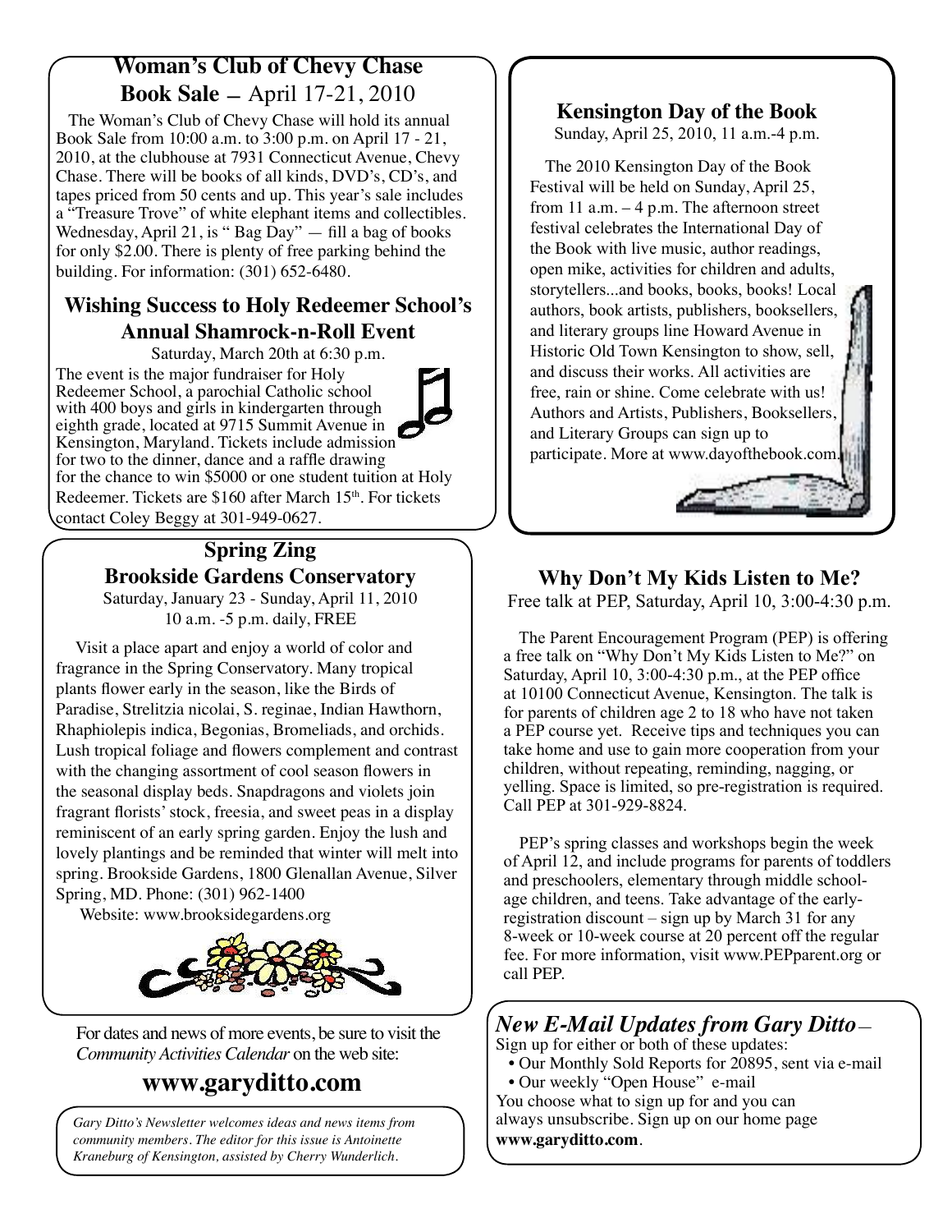## Woman's Club of Chevy Chase Book Sale – April 17-21, 2010

The Woman's Club of Chevy Chase will hold its annual Book Sale from 10:00 a.m. to 3:00 p.m. on April 17 - 21, 2010, at the clubhouse at 7931 Connecticut Avenue, Chevy Chase. There will be books of all kinds, DVD's, CD's, and tapes priced from 50 cents and up. This year's sale includes a "Treasure Trove" of white elephant items and collectibles. Wednesday, April 21, is " Bag Day" — fill a bag of books for only $2.00. There is plenty of free parking behind the building. For information: (301) 652-6480.

## Wishing Success to Holy Redeemer School's Annual Shamrock-n-Roll Event

Saturday, March 20th at 6:30 p.m.

The event is the major fundraiser for Holy Redeemer School, a parochial Catholic school with 400 boys and girls in kindergarten through eighth grade, located at 9715 Summit Avenue in Kensington, Maryland. Tickets include admission for two to the dinner, dance and a raffle drawing for the chance to win $5000 or one student tuition at Holy Redeemer. Tickets are $160 after March 15th. For tickets contact Coley Beggy at 301-949-0627.

## Spring Zing Brookside Gardens Conservatory

Saturday, January 23 - Sunday, April 11, 2010
10 a.m. -5 p.m. daily, FREE

Visit a place apart and enjoy a world of color and fragrance in the Spring Conservatory. Many tropical plants flower early in the season, like the Birds of Paradise, Strelitzia nicolai, S. reginae, Indian Hawthorn, Rhaphiolepis indica, Begonias, Bromeliads, and orchids. Lush tropical foliage and flowers complement and contrast with the changing assortment of cool season flowers in the seasonal display beds. Snapdragons and violets join fragrant florists' stock, freesia, and sweet peas in a display reminiscent of an early spring garden. Enjoy the lush and lovely plantings and be reminded that winter will melt into spring. Brookside Gardens, 1800 Glenallan Avenue, Silver Spring, MD. Phone: (301) 962-1400

Website: www.brooksidegardens.org

For dates and news of more events, be sure to visit the *Community Activities Calendar* on the web site:

## www.garyditto.com

*Gary Ditto's Newsletter welcomes ideas and news items from community members. The editor for this issue is Antoinette Kraneburg of Kensington, assisted by Cherry Wunderlich.*

## Kensington Day of the Book

Sunday, April 25, 2010, 11 a.m.-4 p.m.

The 2010 Kensington Day of the Book Festival will be held on Sunday, April 25, from 11 a.m. – 4 p.m. The afternoon street festival celebrates the International Day of the Book with live music, author readings, open mike, activities for children and adults, storytellers...and books, books, books! Local authors, book artists, publishers, booksellers, and literary groups line Howard Avenue in Historic Old Town Kensington to show, sell, and discuss their works. All activities are free, rain or shine. Come celebrate with us! Authors and Artists, Publishers, Booksellers, and Literary Groups can sign up to participate. More at www.dayofthebook.com.

## Why Don't My Kids Listen to Me?

Free talk at PEP, Saturday, April 10, 3:00-4:30 p.m.

The Parent Encouragement Program (PEP) is offering a free talk on "Why Don't My Kids Listen to Me?" on Saturday, April 10, 3:00-4:30 p.m., at the PEP office at 10100 Connecticut Avenue, Kensington. The talk is for parents of children age 2 to 18 who have not taken a PEP course yet. Receive tips and techniques you can take home and use to gain more cooperation from your children, without repeating, reminding, nagging, or yelling. Space is limited, so pre-registration is required. Call PEP at 301-929-8824.

PEP's spring classes and workshops begin the week of April 12, and include programs for parents of toddlers and preschoolers, elementary through middle school-age children, and teens. Take advantage of the early-registration discount – sign up by March 31 for any 8-week or 10-week course at 20 percent off the regular fee. For more information, visit www.PEPparent.org or call PEP.

## *New E-Mail Updates from Gary Ditto* —

Sign up for either or both of these updates:

- Our Monthly Sold Reports for 20895, sent via e-mail
- Our weekly "Open House" e-mail

You choose what to sign up for and you can always unsubscribe. Sign up on our home page **www.garyditto.com**.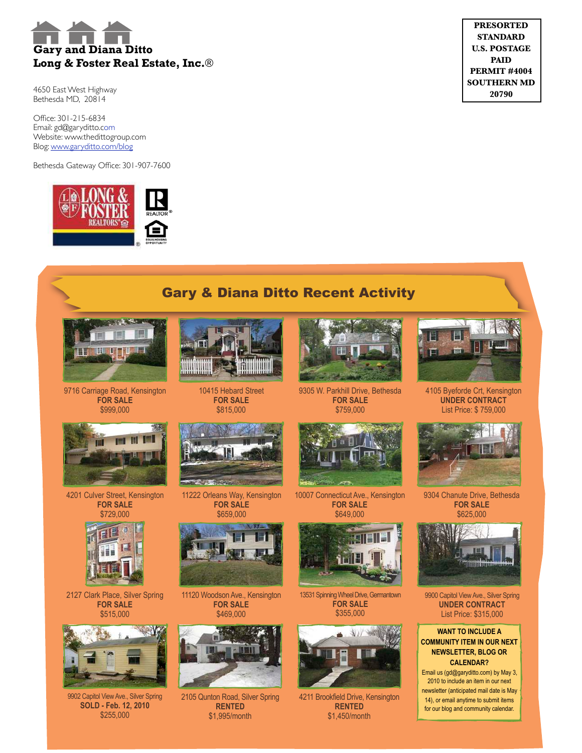**Gary and Diana Ditto**
**Long & Foster Real Estate, Inc.®**

4650 East West Highway
Bethesda MD, 20814

Office: 301-215-6834
Email: gd@garyditto.com
Website: www.thedittogroup.com
Blog: www.garyditto.com/blog

Bethesda Gateway Office: 301-907-7600

PRESORTED STANDARD
U.S. POSTAGE PAID
PERMIT #4004
SOUTHERN MD
20790

## Gary & Diana Ditto Recent Activity

9716 Carriage Road, Kensington
**FOR SALE**
$999,000

10415 Hebard Street
**FOR SALE**
$815,000

9305 W. Parkhill Drive, Bethesda
**FOR SALE**
$759,000

4105 Byeforde Crt, Kensington
**UNDER CONTRACT**
List Price: $ 759,000

4201 Culver Street, Kensington
**FOR SALE**
$729,000

11222 Orleans Way, Kensington
**FOR SALE**
$659,000

10007 Connecticut Ave., Kensington
**FOR SALE**
$649,000

9304 Chanute Drive, Bethesda
**FOR SALE**
$625,000

2127 Clark Place, Silver Spring
**FOR SALE**
$515,000

11120 Woodson Ave., Kensington
**FOR SALE**
$469,000

13531 Spinning Wheel Drive, Germantown
**FOR SALE**
$355,000

9900 Capitol View Ave., Silver Spring
**UNDER CONTRACT**
List Price: $315,000

9902 Capitol View Ave., Silver Spring
**SOLD - Feb. 12, 2010**
$255,000

2105 Quinton Road, Silver Spring
**RENTED**
$1,995/month

4211 Brookfield Drive, Kensington
**RENTED**
$1,450/month

**WANT TO INCLUDE A COMMUNITY ITEM IN OUR NEXT NEWSLETTER, BLOG OR CALENDAR?**

Email us (gd@garyditto.com) by May 3, 2010 to include an item in our next newsletter (anticipated mail date is May 14), or email anytime to submit items for our blog and community calendar.